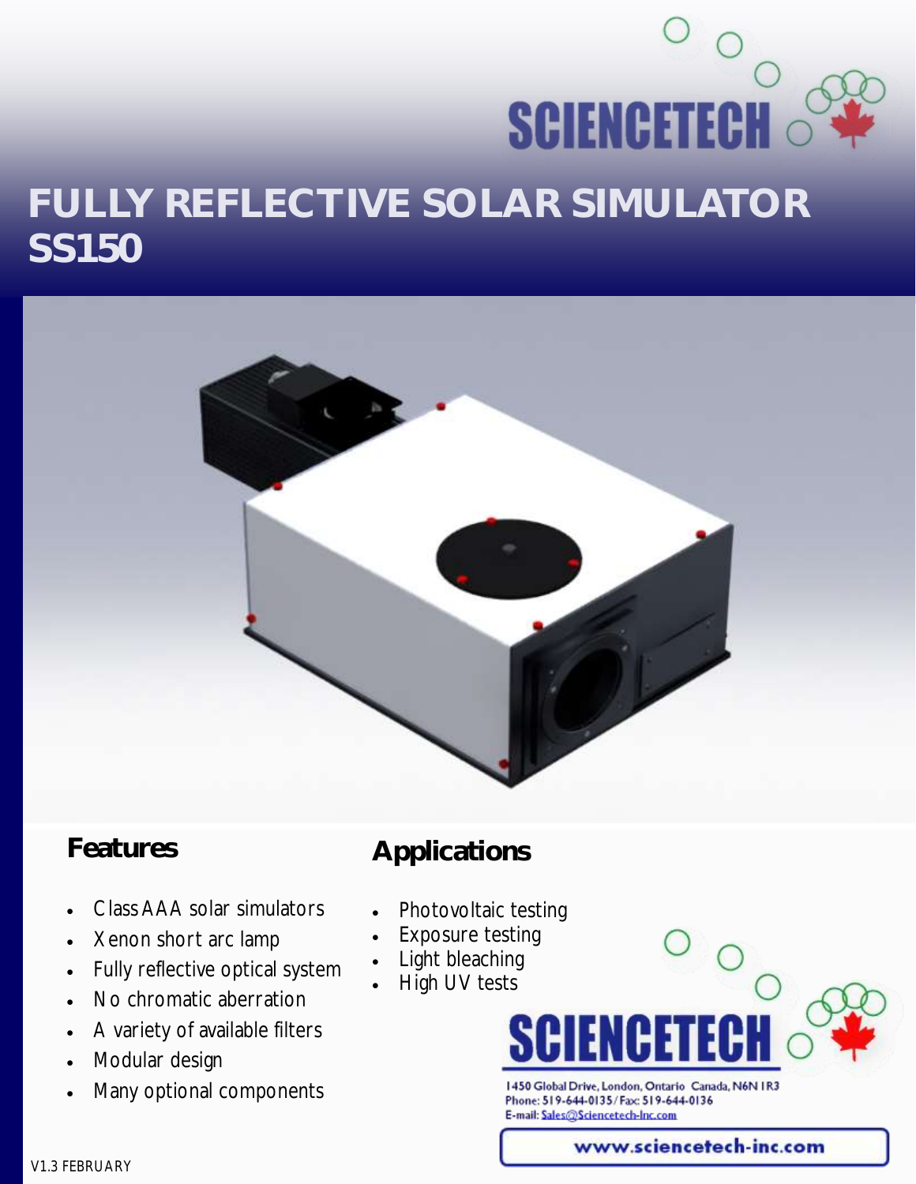# FULLY REFLECTIVE SOLAR SIMULATOR SS150

## Features

- Class AAA solar simulators
- Xenon short arc lamp
- Fully reflective optical system
- No chromatic aberration
- A variety of available filters
- Modular design
- Many optional components

## Applications

- Photovoltaic testing
- Exposure testing
- Light bleaching
- High UV tests

**SCIENCETECH**

1450 Global Drive, London, Ontario Canada, N6N 1R3
Phone: 519-644-0135 / Fax: 519-644-0136
E-mail: Sales@Sciencetech-Inc.com

www.sciencetech-inc.com

V1.3 FEBRUARY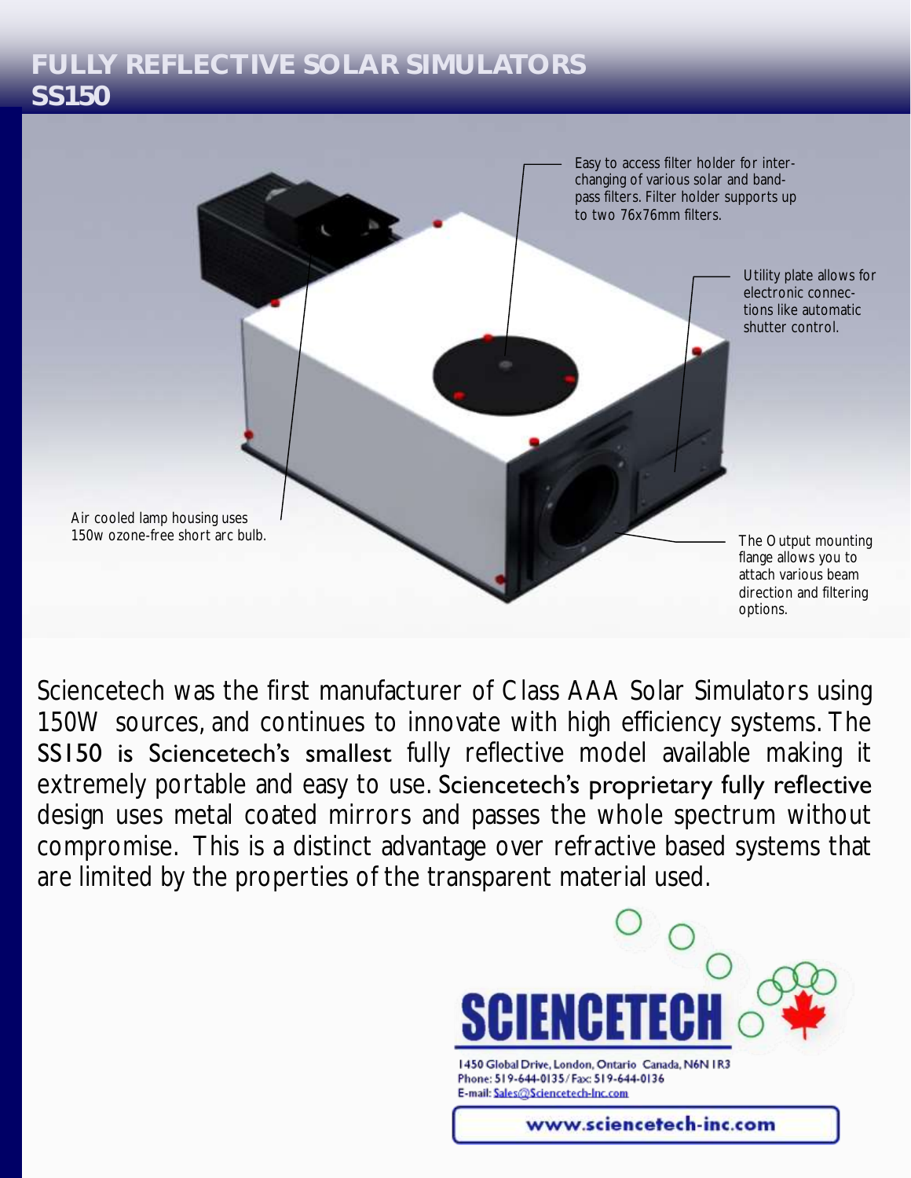# FULLY REFLECTIVE SOLAR SIMULATORS
## SS150

Easy to access filter holder for inter-changing of various solar and band-pass filters. Filter holder supports up to two 76x76mm filters.

Utility plate allows for electronic connec-tions like automatic shutter control.

Air cooled lamp housing uses 150w ozone-free short arc bulb.

The Output mounting flange allows you to attach various beam direction and filtering options.

Sciencetech was the first manufacturer of Class AAA Solar Simulators using 150W sources, and continues to innovate with high efficiency systems. The SS150 is Sciencetech's smallest fully reflective model available making it extremely portable and easy to use. Sciencetech's proprietary fully reflective design uses metal coated mirrors and passes the whole spectrum without compromise. This is a distinct advantage over refractive based systems that are limited by the properties of the transparent material used.

SCIENCETECH

1450 Global Drive, London, Ontario Canada, N6N 1R3
Phone: 519-644-0135 / Fax: 519-644-0136
E-mail: Sales@Sciencetech-Inc.com

www.sciencetech-inc.com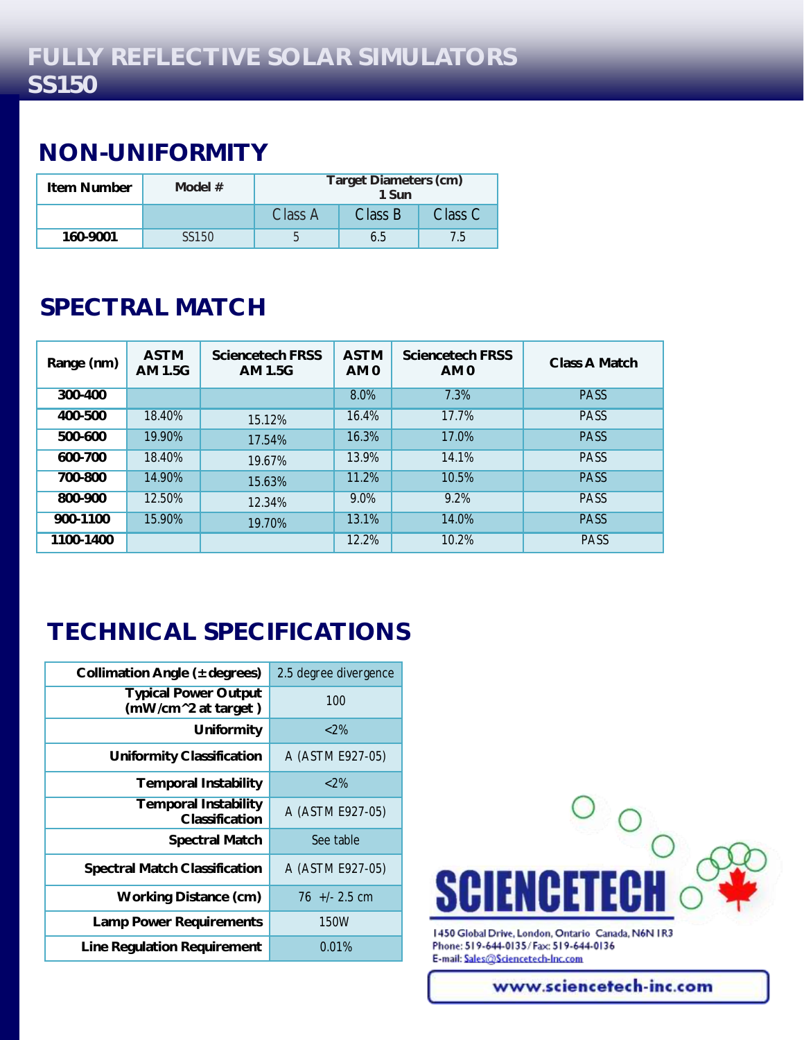# FULLY REFLECTIVE SOLAR SIMULATORS
# SS150

## NON-UNIFORMITY

| Item Number | Model # | Target Diameters (cm) 1 Sun | | |
|---|---|---|---|---|
| | | Class A | Class B | Class C |
| 160-9001 | SS150 | 5 | 6.5 | 7.5 |

## SPECTRAL MATCH

| Range (nm) | ASTM AM 1.5G | Sciencetech FRSS AM 1.5G | ASTM AM 0 | Sciencetech FRSS AM 0 | Class A Match |
|---|---|---|---|---|---|
| 300-400 | | | 8.0% | 7.3% | PASS |
| 400-500 | 18.40% | 15.12% | 16.4% | 17.7% | PASS |
| 500-600 | 19.90% | 17.54% | 16.3% | 17.0% | PASS |
| 600-700 | 18.40% | 19.67% | 13.9% | 14.1% | PASS |
| 700-800 | 14.90% | 15.63% | 11.2% | 10.5% | PASS |
| 800-900 | 12.50% | 12.34% | 9.0% | 9.2% | PASS |
| 900-1100 | 15.90% | 19.70% | 13.1% | 14.0% | PASS |
| 1100-1400 | | | 12.2% | 10.2% | PASS |

## TECHNICAL SPECIFICATIONS

| | |
|---|---|
| Collimation Angle (± degrees) | 2.5 degree divergence |
| Typical Power Output (mW/cm^2 at target ) | 100 |
| Uniformity | <2% |
| Uniformity Classification | A (ASTM E927-05) |
| Temporal Instability | <2% |
| Temporal Instability Classification | A (ASTM E927-05) |
| Spectral Match | See table |
| Spectral Match Classification | A (ASTM E927-05) |
| Working Distance (cm) | 76 +/- 2.5 cm |
| Lamp Power Requirements | 150W |
| Line Regulation Requirement | 0.01% |

SCIENCETECH

1450 Global Drive, London, Ontario Canada, N6N 1R3
Phone: 519-644-0135 / Fax: 519-644-0136
E-mail: Sales@Sciencetech-Inc.com

www.sciencetech-inc.com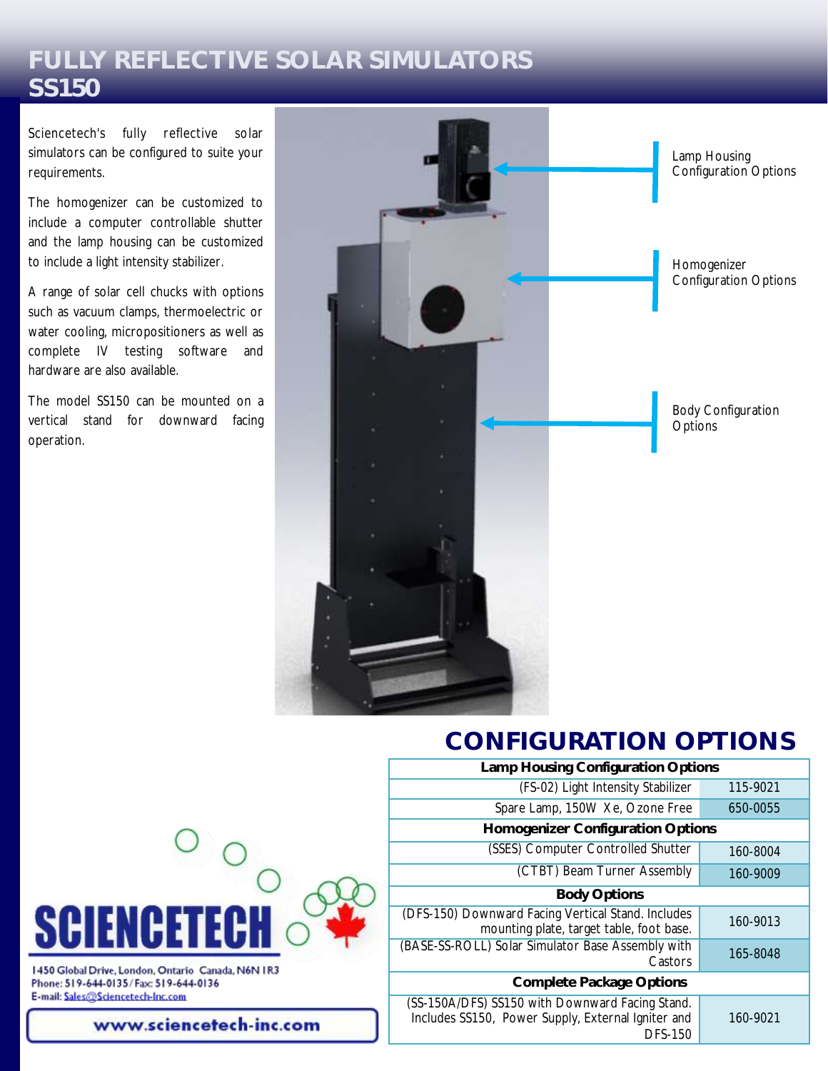# FULLY REFLECTIVE SOLAR SIMULATORS
# SS150

Sciencetech's fully reflective solar simulators can be configured to suite your requirements.

The homogenizer can be customized to include a computer controllable shutter and the lamp housing can be customized to include a light intensity stabilizer.

A range of solar cell chucks with options such as vacuum clamps, thermoelectric or water cooling, micropositioners as well as complete IV testing software and hardware are also available.

The model SS150 can be mounted on a vertical stand for downward facing operation.

Lamp Housing Configuration Options

Homogenizer Configuration Options

Body Configuration Options

## CONFIGURATION OPTIONS

| Lamp Housing Configuration Options | |
|---|---|
| (FS-02) Light Intensity Stabilizer | 115-9021 |
| Spare Lamp, 150W Xe, Ozone Free | 650-0055 |
| **Homogenizer Configuration Options** | |
| (SSES) Computer Controlled Shutter | 160-8004 |
| (CTBT) Beam Turner Assembly | 160-9009 |
| **Body Options** | |
| (DFS-150) Downward Facing Vertical Stand. Includes mounting plate, target table, foot base. | 160-9013 |
| (BASE-SS-ROLL) Solar Simulator Base Assembly with Castors | 165-8048 |
| **Complete Package Options** | |
| (SS-150A/DFS) SS150 with Downward Facing Stand. Includes SS150, Power Supply, External Igniter and DFS-150 | 160-9021 |

**SCIENCETECH**

1450 Global Drive, London, Ontario Canada, N6N 1R3
Phone: 519-644-0135 / Fax: 519-644-0136
E-mail: Sales@Sciencetech-Inc.com

www.sciencetech-inc.com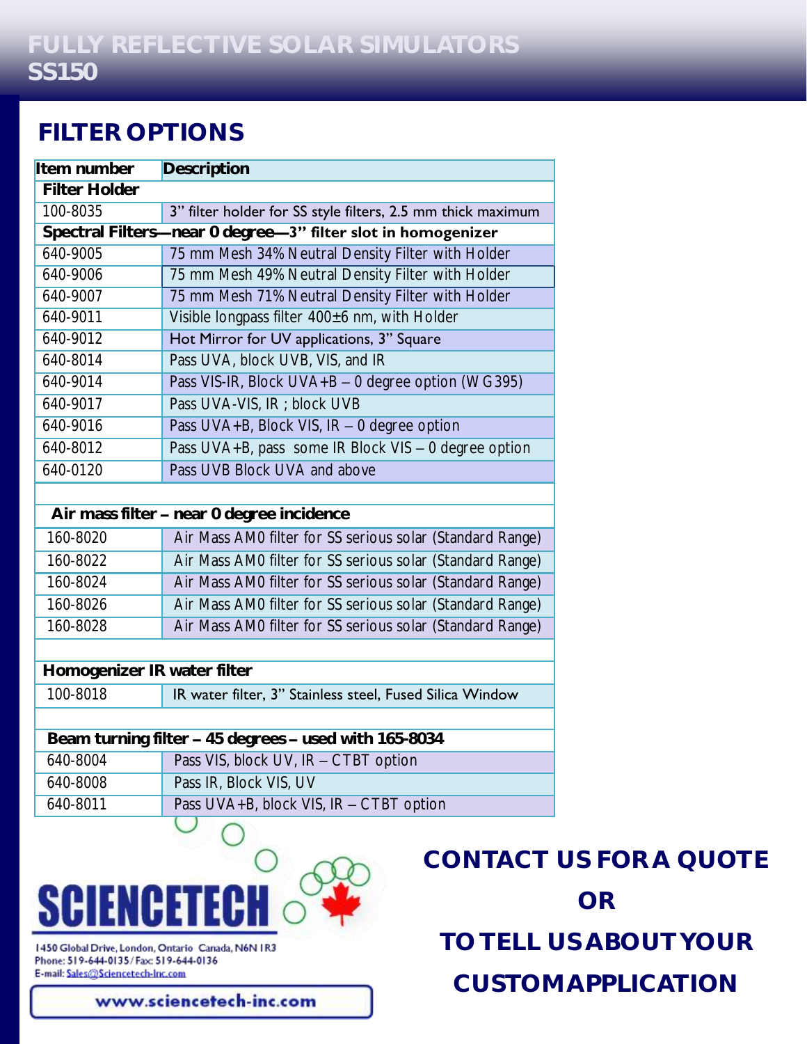# FULLY REFLECTIVE SOLAR SIMULATORS
# SS150

## FILTER OPTIONS

| Item number | Description |
|---|---|
| **Filter Holder** | |
| 100-8035 | 3" filter holder for SS style filters, 2.5 mm thick maximum |
| **Spectral Filters—near 0 degree—3" filter slot in homogenizer** | |
| 640-9005 | 75 mm Mesh 34% Neutral Density Filter with Holder |
| 640-9006 | 75 mm Mesh 49% Neutral Density Filter with Holder |
| 640-9007 | 75 mm Mesh 71% Neutral Density Filter with Holder |
| 640-9011 | Visible longpass filter 400±6 nm, with Holder |
| 640-9012 | Hot Mirror for UV applications, 3" Square |
| 640-8014 | Pass UVA, block UVB, VIS, and IR |
| 640-9014 | Pass VIS-IR, Block UVA+B – 0 degree option (WG395) |
| 640-9017 | Pass UVA-VIS, IR ; block UVB |
| 640-9016 | Pass UVA+B, Block VIS, IR – 0 degree option |
| 640-8012 | Pass UVA+B, pass some IR Block VIS – 0 degree option |
| 640-0120 | Pass UVB Block UVA and above |
| | |
| **Air mass filter – near 0 degree incidence** | |
| 160-8020 | Air Mass AM0 filter for SS serious solar (Standard Range) |
| 160-8022 | Air Mass AM0 filter for SS serious solar (Standard Range) |
| 160-8024 | Air Mass AM0 filter for SS serious solar (Standard Range) |
| 160-8026 | Air Mass AM0 filter for SS serious solar (Standard Range) |
| 160-8028 | Air Mass AM0 filter for SS serious solar (Standard Range) |
| | |
| **Homogenizer IR water filter** | |
| 100-8018 | IR water filter, 3" Stainless steel, Fused Silica Window |
| | |
| **Beam turning filter – 45 degrees – used with 165-8034** | |
| 640-8004 | Pass VIS, block UV, IR – CTBT option |
| 640-8008 | Pass IR, Block VIS, UV |
| 640-8011 | Pass UVA+B, block VIS, IR – CTBT option |

SCIENCETECH

1450 Global Drive, London, Ontario Canada, N6N 1R3
Phone: 519-644-0135 / Fax: 519-644-0136
E-mail: Sales@Sciencetech-Inc.com

www.sciencetech-inc.com

**CONTACT US FOR A QUOTE**

**OR**

**TO TELL US ABOUT YOUR CUSTOM APPLICATION**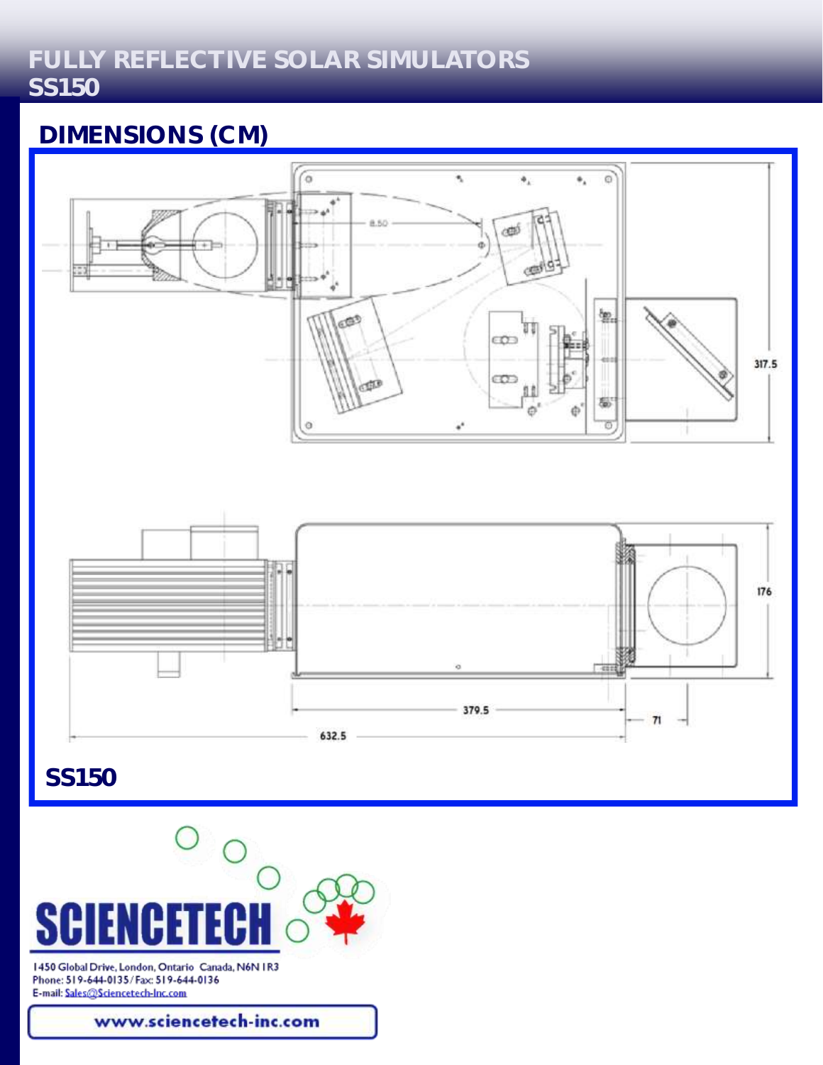# FULLY REFLECTIVE SOLAR SIMULATORS
## SS150

## DIMENSIONS (CM)

8.50

317.5

176

379.5

71

632.5

**SS150**

SCIENCETECH

1450 Global Drive, London, Ontario Canada, N6N 1R3
Phone: 519-644-0135 / Fax: 519-644-0136
E-mail: Sales@Sciencetech-Inc.com

www.sciencetech-inc.com